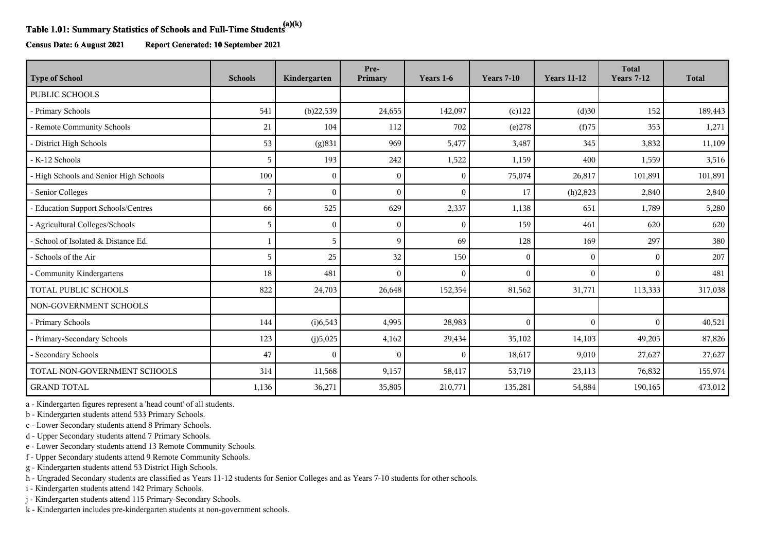# Table 1.01: Summary Statistics of Schools and Full-Time Students[a][k]

**Census Date: 6 August 2021** **Report Generated: 10 September 2021**

| Type of School | Schools | Kindergarten | Pre-Primary | Years 1-6 | Years 7-10 | Years 11-12 | Total Years 7-12 | Total |
|---|---|---|---|---|---|---|---|---|
| PUBLIC SCHOOLS | | | | | | | | |
| - Primary Schools | 541 | (b)22,539 | 24,655 | 142,097 | (c)122 | (d)30 | 152 | 189,443 |
| - Remote Community Schools | 21 | 104 | 112 | 702 | (e)278 | (f)75 | 353 | 1,271 |
| - District High Schools | 53 | (g)831 | 969 | 5,477 | 3,487 | 345 | 3,832 | 11,109 |
| - K-12 Schools | 5 | 193 | 242 | 1,522 | 1,159 | 400 | 1,559 | 3,516 |
| - High Schools and Senior High Schools | 100 | 0 | 0 | 0 | 75,074 | 26,817 | 101,891 | 101,891 |
| - Senior Colleges | 7 | 0 | 0 | 0 | 17 | (h)2,823 | 2,840 | 2,840 |
| - Education Support Schools/Centres | 66 | 525 | 629 | 2,337 | 1,138 | 651 | 1,789 | 5,280 |
| - Agricultural Colleges/Schools | 5 | 0 | 0 | 0 | 159 | 461 | 620 | 620 |
| - School of Isolated & Distance Ed. | 1 | 5 | 9 | 69 | 128 | 169 | 297 | 380 |
| - Schools of the Air | 5 | 25 | 32 | 150 | 0 | 0 | 0 | 207 |
| - Community Kindergartens | 18 | 481 | 0 | 0 | 0 | 0 | 0 | 481 |
| TOTAL PUBLIC SCHOOLS | 822 | 24,703 | 26,648 | 152,354 | 81,562 | 31,771 | 113,333 | 317,038 |
| NON-GOVERNMENT SCHOOLS | | | | | | | | |
| - Primary Schools | 144 | (i)6,543 | 4,995 | 28,983 | 0 | 0 | 0 | 40,521 |
| - Primary-Secondary Schools | 123 | (j)5,025 | 4,162 | 29,434 | 35,102 | 14,103 | 49,205 | 87,826 |
| - Secondary Schools | 47 | 0 | 0 | 0 | 18,617 | 9,010 | 27,627 | 27,627 |
| TOTAL NON-GOVERNMENT SCHOOLS | 314 | 11,568 | 9,157 | 58,417 | 53,719 | 23,113 | 76,832 | 155,974 |
| GRAND TOTAL | 1,136 | 36,271 | 35,805 | 210,771 | 135,281 | 54,884 | 190,165 | 473,012 |

a - Kindergarten figures represent a 'head count' of all students.
b - Kindergarten students attend 533 Primary Schools.
c - Lower Secondary students attend 8 Primary Schools.
d - Upper Secondary students attend 7 Primary Schools.
e - Lower Secondary students attend 13 Remote Community Schools.
f - Upper Secondary students attend 9 Remote Community Schools.
g - Kindergarten students attend 53 District High Schools.
h - Ungraded Secondary students are classified as Years 11-12 students for Senior Colleges and as Years 7-10 students for other schools.
i - Kindergarten students attend 142 Primary Schools.
j - Kindergarten students attend 115 Primary-Secondary Schools.
k - Kindergarten includes pre-kindergarten students at non-government schools.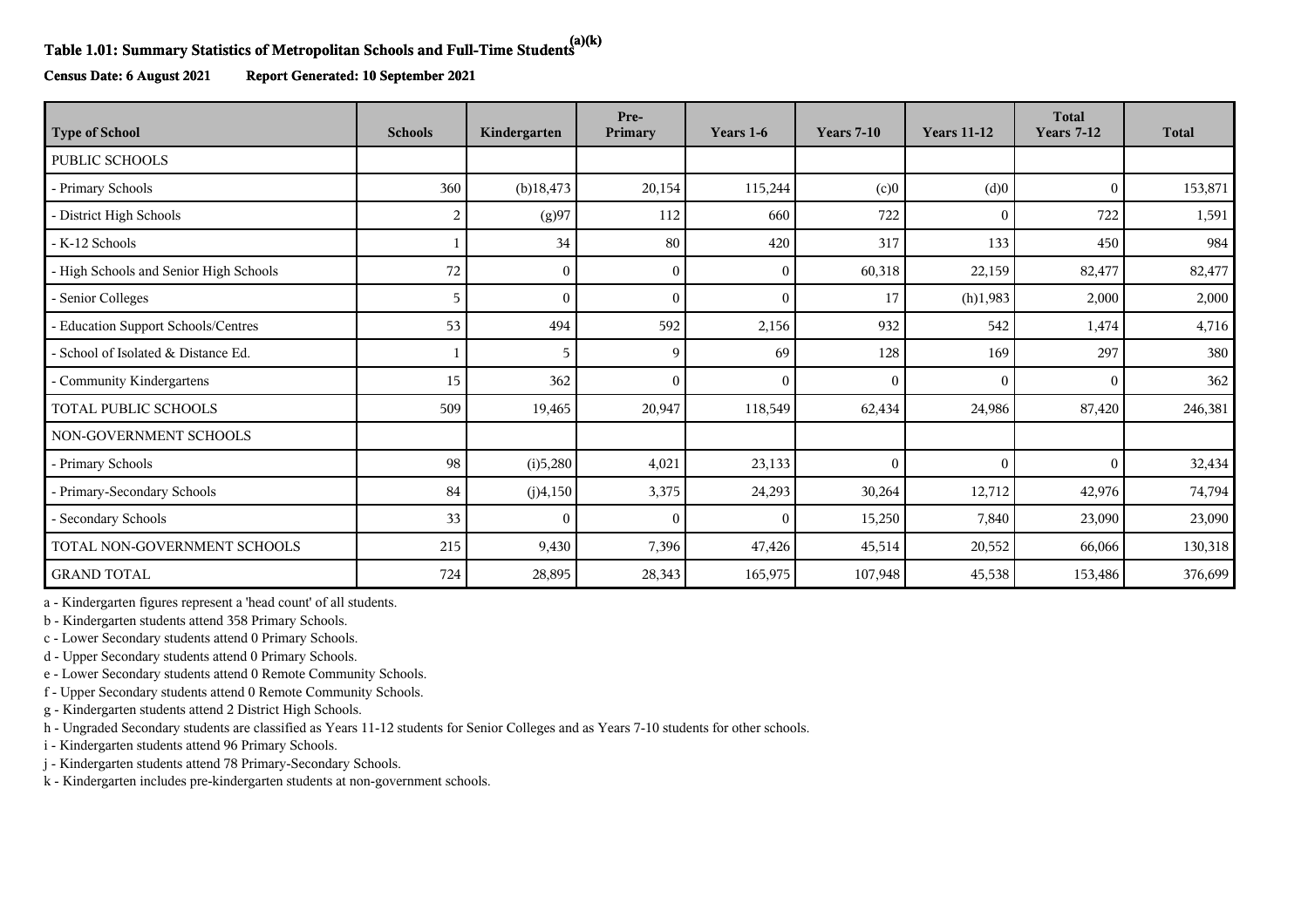## Table 1.01: Summary Statistics of Metropolitan Schools and Full-Time Students[(a)(k)]

**Census Date: 6 August 2021** **Report Generated: 10 September 2021**

| Type of School | Schools | Kindergarten | Pre-Primary | Years 1-6 | Years 7-10 | Years 11-12 | Total Years 7-12 | Total |
|---|---|---|---|---|---|---|---|---|
| PUBLIC SCHOOLS | | | | | | | | |
| - Primary Schools | 360 | (b)18,473 | 20,154 | 115,244 | (c)0 | (d)0 | 0 | 153,871 |
| - District High Schools | 2 | (g)97 | 112 | 660 | 722 | 0 | 722 | 1,591 |
| - K-12 Schools | 1 | 34 | 80 | 420 | 317 | 133 | 450 | 984 |
| - High Schools and Senior High Schools | 72 | 0 | 0 | 0 | 60,318 | 22,159 | 82,477 | 82,477 |
| - Senior Colleges | 5 | 0 | 0 | 0 | 17 | (h)1,983 | 2,000 | 2,000 |
| - Education Support Schools/Centres | 53 | 494 | 592 | 2,156 | 932 | 542 | 1,474 | 4,716 |
| - School of Isolated & Distance Ed. | 1 | 5 | 9 | 69 | 128 | 169 | 297 | 380 |
| - Community Kindergartens | 15 | 362 | 0 | 0 | 0 | 0 | 0 | 362 |
| TOTAL PUBLIC SCHOOLS | 509 | 19,465 | 20,947 | 118,549 | 62,434 | 24,986 | 87,420 | 246,381 |
| NON-GOVERNMENT SCHOOLS | | | | | | | | |
| - Primary Schools | 98 | (i)5,280 | 4,021 | 23,133 | 0 | 0 | 0 | 32,434 |
| - Primary-Secondary Schools | 84 | (j)4,150 | 3,375 | 24,293 | 30,264 | 12,712 | 42,976 | 74,794 |
| - Secondary Schools | 33 | 0 | 0 | 0 | 15,250 | 7,840 | 23,090 | 23,090 |
| TOTAL NON-GOVERNMENT SCHOOLS | 215 | 9,430 | 7,396 | 47,426 | 45,514 | 20,552 | 66,066 | 130,318 |
| GRAND TOTAL | 724 | 28,895 | 28,343 | 165,975 | 107,948 | 45,538 | 153,486 | 376,699 |

a - Kindergarten figures represent a 'head count' of all students.
b - Kindergarten students attend 358 Primary Schools.
c - Lower Secondary students attend 0 Primary Schools.
d - Upper Secondary students attend 0 Primary Schools.
e - Lower Secondary students attend 0 Remote Community Schools.
f - Upper Secondary students attend 0 Remote Community Schools.
g - Kindergarten students attend 2 District High Schools.
h - Ungraded Secondary students are classified as Years 11-12 students for Senior Colleges and as Years 7-10 students for other schools.
i - Kindergarten students attend 96 Primary Schools.
j - Kindergarten students attend 78 Primary-Secondary Schools.
k - Kindergarten includes pre-kindergarten students at non-government schools.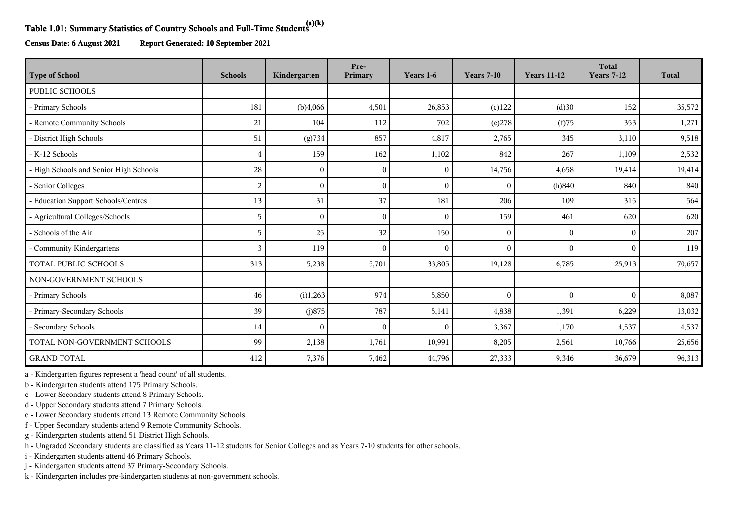**Table 1.01: Summary Statistics of Country Schools and Full-Time Students[(a)(k)]**

**Census Date: 6 August 2021 Report Generated: 10 September 2021**

| Type of School | Schools | Kindergarten | Pre-Primary | Years 1-6 | Years 7-10 | Years 11-12 | Total Years 7-12 | Total |
|---|---|---|---|---|---|---|---|---|
| PUBLIC SCHOOLS | | | | | | | | |
| - Primary Schools | 181 | (b)4,066 | 4,501 | 26,853 | (c)122 | (d)30 | 152 | 35,572 |
| - Remote Community Schools | 21 | 104 | 112 | 702 | (e)278 | (f)75 | 353 | 1,271 |
| - District High Schools | 51 | (g)734 | 857 | 4,817 | 2,765 | 345 | 3,110 | 9,518 |
| - K-12 Schools | 4 | 159 | 162 | 1,102 | 842 | 267 | 1,109 | 2,532 |
| - High Schools and Senior High Schools | 28 | 0 | 0 | 0 | 14,756 | 4,658 | 19,414 | 19,414 |
| - Senior Colleges | 2 | 0 | 0 | 0 | 0 | (h)840 | 840 | 840 |
| - Education Support Schools/Centres | 13 | 31 | 37 | 181 | 206 | 109 | 315 | 564 |
| - Agricultural Colleges/Schools | 5 | 0 | 0 | 0 | 159 | 461 | 620 | 620 |
| - Schools of the Air | 5 | 25 | 32 | 150 | 0 | 0 | 0 | 207 |
| - Community Kindergartens | 3 | 119 | 0 | 0 | 0 | 0 | 0 | 119 |
| TOTAL PUBLIC SCHOOLS | 313 | 5,238 | 5,701 | 33,805 | 19,128 | 6,785 | 25,913 | 70,657 |
| NON-GOVERNMENT SCHOOLS | | | | | | | | |
| - Primary Schools | 46 | (i)1,263 | 974 | 5,850 | 0 | 0 | 0 | 8,087 |
| - Primary-Secondary Schools | 39 | (j)875 | 787 | 5,141 | 4,838 | 1,391 | 6,229 | 13,032 |
| - Secondary Schools | 14 | 0 | 0 | 0 | 3,367 | 1,170 | 4,537 | 4,537 |
| TOTAL NON-GOVERNMENT SCHOOLS | 99 | 2,138 | 1,761 | 10,991 | 8,205 | 2,561 | 10,766 | 25,656 |
| GRAND TOTAL | 412 | 7,376 | 7,462 | 44,796 | 27,333 | 9,346 | 36,679 | 96,313 |

a - Kindergarten figures represent a 'head count' of all students.
b - Kindergarten students attend 175 Primary Schools.
c - Lower Secondary students attend 8 Primary Schools.
d - Upper Secondary students attend 7 Primary Schools.
e - Lower Secondary students attend 13 Remote Community Schools.
f - Upper Secondary students attend 9 Remote Community Schools.
g - Kindergarten students attend 51 District High Schools.
h - Ungraded Secondary students are classified as Years 11-12 students for Senior Colleges and as Years 7-10 students for other schools.
i - Kindergarten students attend 46 Primary Schools.
j - Kindergarten students attend 37 Primary-Secondary Schools.
k - Kindergarten includes pre-kindergarten students at non-government schools.